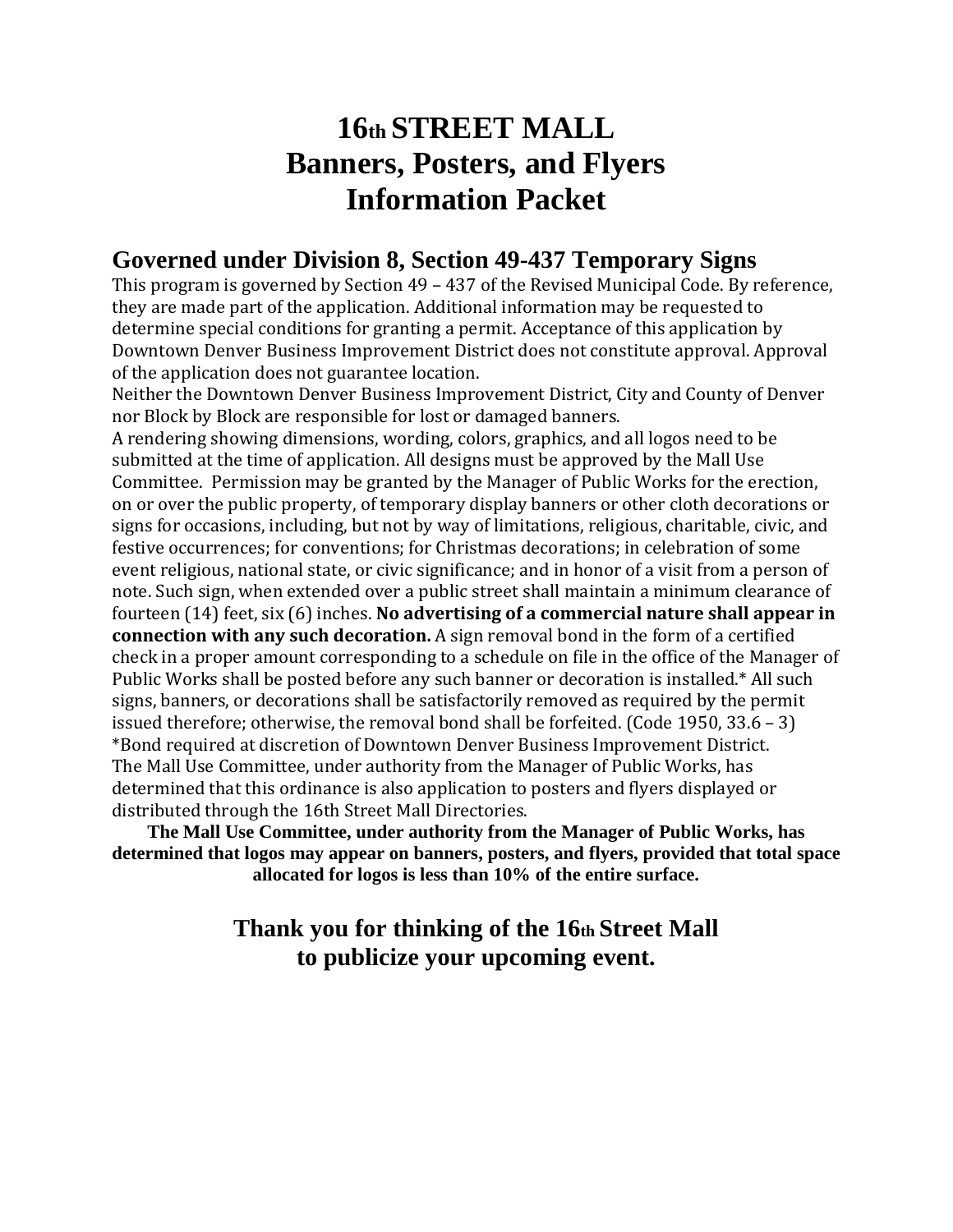# 16th STREET MALL
# Banners, Posters, and Flyers
# Information Packet

## Governed under Division 8, Section 49-437 Temporary Signs

This program is governed by Section 49 – 437 of the Revised Municipal Code. By reference, they are made part of the application. Additional information may be requested to determine special conditions for granting a permit. Acceptance of this application by Downtown Denver Business Improvement District does not constitute approval. Approval of the application does not guarantee location.

Neither the Downtown Denver Business Improvement District, City and County of Denver nor Block by Block are responsible for lost or damaged banners.

A rendering showing dimensions, wording, colors, graphics, and all logos need to be submitted at the time of application. All designs must be approved by the Mall Use Committee. Permission may be granted by the Manager of Public Works for the erection, on or over the public property, of temporary display banners or other cloth decorations or signs for occasions, including, but not by way of limitations, religious, charitable, civic, and festive occurrences; for conventions; for Christmas decorations; in celebration of some event religious, national state, or civic significance; and in honor of a visit from a person of note. Such sign, when extended over a public street shall maintain a minimum clearance of fourteen (14) feet, six (6) inches. **No advertising of a commercial nature shall appear in connection with any such decoration.** A sign removal bond in the form of a certified check in a proper amount corresponding to a schedule on file in the office of the Manager of Public Works shall be posted before any such banner or decoration is installed.* All such signs, banners, or decorations shall be satisfactorily removed as required by the permit issued therefore; otherwise, the removal bond shall be forfeited. (Code 1950, 33.6 – 3)

*Bond required at discretion of Downtown Denver Business Improvement District.

The Mall Use Committee, under authority from the Manager of Public Works, has determined that this ordinance is also application to posters and flyers displayed or distributed through the 16th Street Mall Directories.

**The Mall Use Committee, under authority from the Manager of Public Works, has determined that logos may appear on banners, posters, and flyers, provided that total space allocated for logos is less than 10% of the entire surface.**

### Thank you for thinking of the 16th Street Mall to publicize your upcoming event.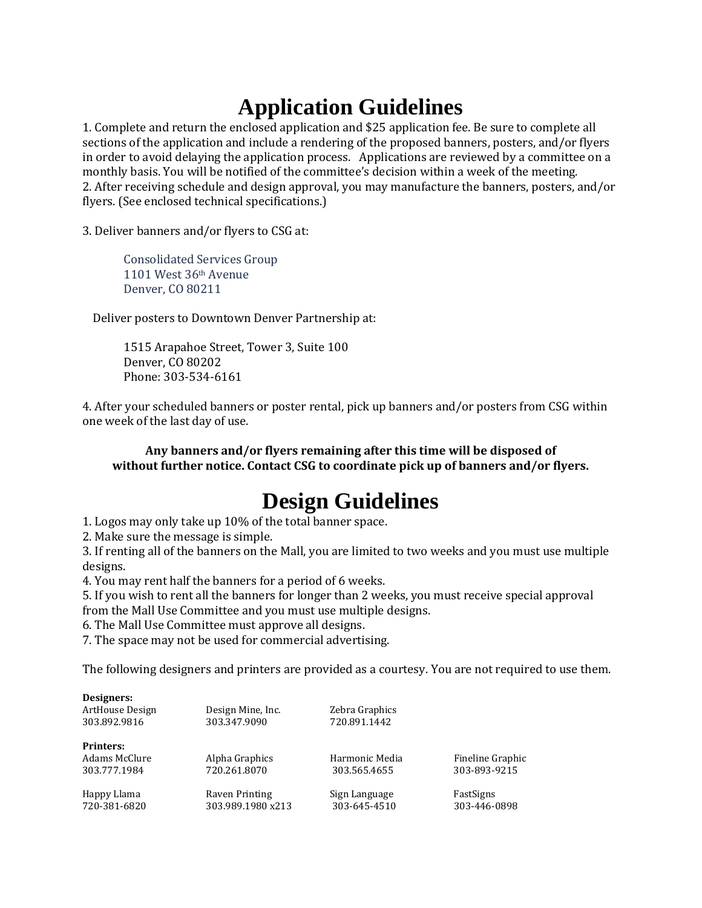# Application Guidelines

1. Complete and return the enclosed application and $25 application fee. Be sure to complete all sections of the application and include a rendering of the proposed banners, posters, and/or flyers in order to avoid delaying the application process. Applications are reviewed by a committee on a monthly basis. You will be notified of the committee's decision within a week of the meeting.
2. After receiving schedule and design approval, you may manufacture the banners, posters, and/or flyers. (See enclosed technical specifications.)

3. Deliver banners and/or flyers to CSG at:

   Consolidated Services Group
   1101 West 36th Avenue
   Denver, CO 80211

   Deliver posters to Downtown Denver Partnership at:

   1515 Arapahoe Street, Tower 3, Suite 100
   Denver, CO 80202
   Phone: 303-534-6161

4. After your scheduled banners or poster rental, pick up banners and/or posters from CSG within one week of the last day of use.

**Any banners and/or flyers remaining after this time will be disposed of without further notice. Contact CSG to coordinate pick up of banners and/or flyers.**

# Design Guidelines

1. Logos may only take up 10% of the total banner space.
2. Make sure the message is simple.
3. If renting all of the banners on the Mall, you are limited to two weeks and you must use multiple designs.
4. You may rent half the banners for a period of 6 weeks.
5. If you wish to rent all the banners for longer than 2 weeks, you must receive special approval from the Mall Use Committee and you must use multiple designs.
6. The Mall Use Committee must approve all designs.
7. The space may not be used for commercial advertising.

The following designers and printers are provided as a courtesy. You are not required to use them.

**Designers:**

| | | |
|---|---|---|
| ArtHouse Design<br>303.892.9816 | Design Mine, Inc.<br>303.347.9090 | Zebra Graphics<br>720.891.1442 |

**Printers:**

| | | | |
|---|---|---|---|
| Adams McClure<br>303.777.1984 | Alpha Graphics<br>720.261.8070 | Harmonic Media<br>303.565.4655 | Fineline Graphic<br>303-893-9215 |
| Happy Llama<br>720-381-6820 | Raven Printing<br>303.989.1980 x213 | Sign Language<br>303-645-4510 | FastSigns<br>303-446-0898 |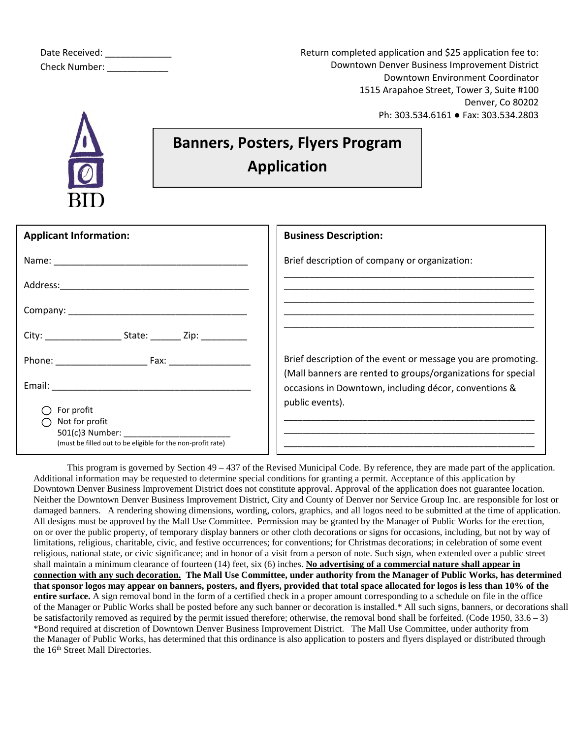Date Received: _____________

Check Number: ____________

Return completed application and $25 application fee to:
Downtown Denver Business Improvement District
Downtown Environment Coordinator
1515 Arapahoe Street, Tower 3, Suite #100
Denver, Co 80202
Ph: 303.534.6161 ● Fax: 303.534.2803

BID

# Banners, Posters, Flyers Program Application

## Applicant Information:

Name: ______________________________________

Address: ______________________________________

Company: ______________________________________

City: _______________ State: ______ Zip: _________

Phone: __________________ Fax: ________________

Email: ______________________________________

○ For profit
○ Not for profit
501(c)3 Number: ______________________
(must be filled out to be eligible for the non-profit rate)

## Business Description:

Brief description of company or organization:

_________________________________________________
_________________________________________________
_________________________________________________
_________________________________________________
_________________________________________________

Brief description of the event or message you are promoting. (Mall banners are rented to groups/organizations for special occasions in Downtown, including décor, conventions & public events).

_________________________________________________
_________________________________________________
_________________________________________________

This program is governed by Section 49 – 437 of the Revised Municipal Code. By reference, they are made part of the application. Additional information may be requested to determine special conditions for granting a permit. Acceptance of this application by Downtown Denver Business Improvement District does not constitute approval. Approval of the application does not guarantee location. Neither the Downtown Denver Business Improvement District, City and County of Denver nor Service Group Inc. are responsible for lost or damaged banners. A rendering showing dimensions, wording, colors, graphics, and all logos need to be submitted at the time of application. All designs must be approved by the Mall Use Committee. Permission may be granted by the Manager of Public Works for the erection, on or over the public property, of temporary display banners or other cloth decorations or signs for occasions, including, but not by way of limitations, religious, charitable, civic, and festive occurrences; for conventions; for Christmas decorations; in celebration of some event religious, national state, or civic significance; and in honor of a visit from a person of note. Such sign, when extended over a public street shall maintain a minimum clearance of fourteen (14) feet, six (6) inches. **No advertising of a commercial nature shall appear in connection with any such decoration.** **The Mall Use Committee, under authority from the Manager of Public Works, has determined that sponsor logos may appear on banners, posters, and flyers, provided that total space allocated for logos is less than 10% of the entire surface.** A sign removal bond in the form of a certified check in a proper amount corresponding to a schedule on file in the office of the Manager or Public Works shall be posted before any such banner or decoration is installed.* All such signs, banners, or decorations shall be satisfactorily removed as required by the permit issued therefore; otherwise, the removal bond shall be forfeited. (Code 1950, 33.6 – 3) *Bond required at discretion of Downtown Denver Business Improvement District. The Mall Use Committee, under authority from the Manager of Public Works, has determined that this ordinance is also application to posters and flyers displayed or distributed through the 16th Street Mall Directories.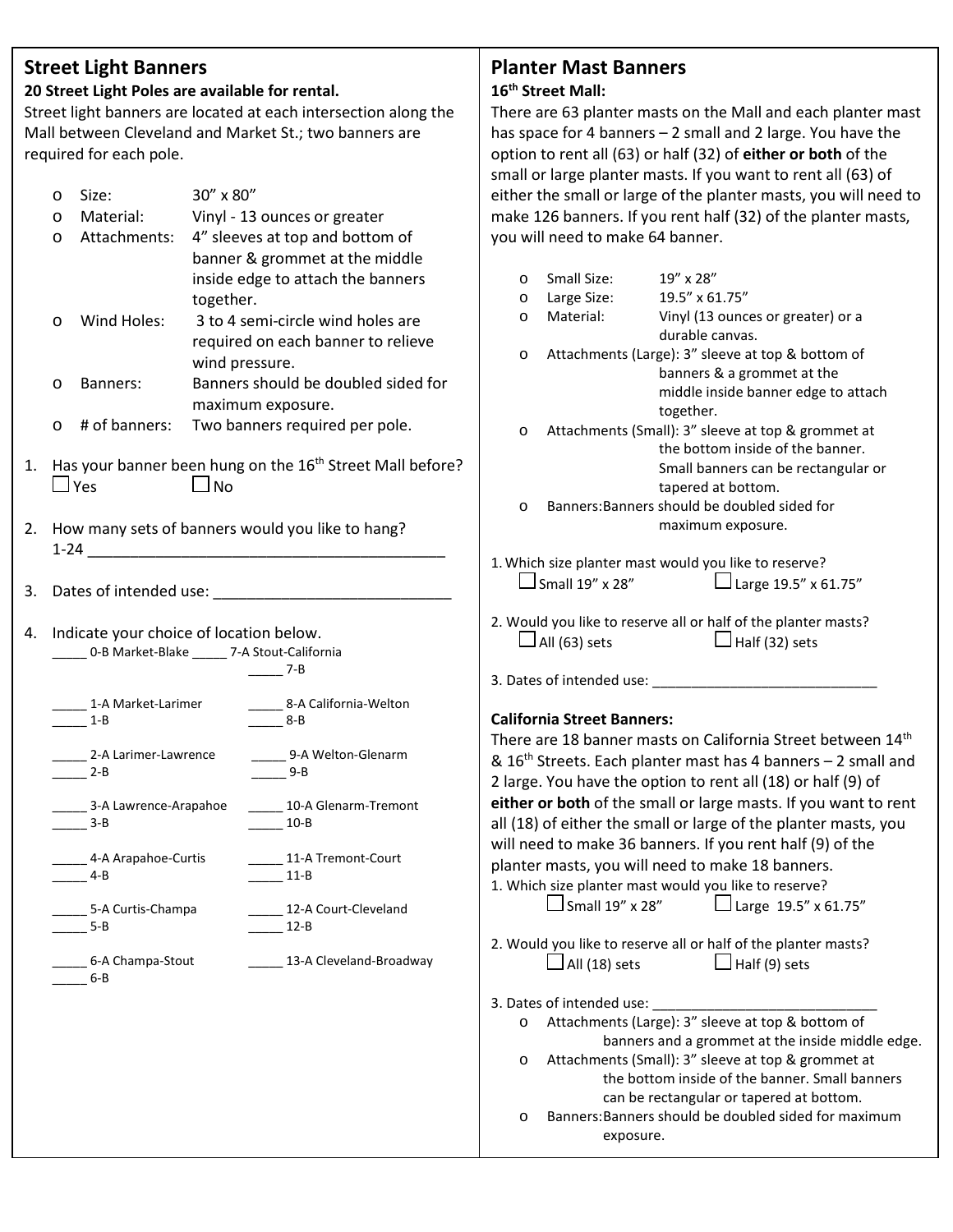## Street Light Banners

**20 Street Light Poles are available for rental.**

Street light banners are located at each intersection along the Mall between Cleveland and Market St.; two banners are required for each pole.

- Size: 30" x 80"
- Material: Vinyl - 13 ounces or greater
- Attachments: 4" sleeves at top and bottom of banner & grommet at the middle inside edge to attach the banners together.
- Wind Holes: 3 to 4 semi-circle wind holes are required on each banner to relieve wind pressure.
- Banners: Banners should be doubled sided for maximum exposure.
- # of banners: Two banners required per pole.

1. Has your banner been hung on the 16th Street Mall before?
   ☐ Yes ☐ No

2. How many sets of banners would you like to hang?
   1-24 ________________________________________

3. Dates of intended use: ____________________________

4. Indicate your choice of location below.

_____ 0-B Market-Blake

_____ 1-A Market-Larimer
_____ 1-B

_____ 2-A Larimer-Lawrence
_____ 2-B

_____ 3-A Lawrence-Arapahoe
_____ 3-B

_____ 4-A Arapahoe-Curtis
_____ 4-B

_____ 5-A Curtis-Champa
_____ 5-B

_____ 6-A Champa-Stout
_____ 6-B

_____ 7-A Stout-California
_____ 7-B

_____ 8-A California-Welton
_____ 8-B

_____ 9-A Welton-Glenarm
_____ 9-B

_____ 10-A Glenarm-Tremont
_____ 10-B

_____ 11-A Tremont-Court
_____ 11-B

_____ 12-A Court-Cleveland
_____ 12-B

_____ 13-A Cleveland-Broadway

## Planter Mast Banners

### 16th Street Mall:

There are 63 planter masts on the Mall and each planter mast has space for 4 banners – 2 small and 2 large. You have the option to rent all (63) or half (32) of **either or both** of the small or large planter masts. If you want to rent all (63) of either the small or large of the planter masts, you will need to make 126 banners. If you rent half (32) of the planter masts, you will need to make 64 banner.

- Small Size: 19" x 28"
- Large Size: 19.5" x 61.75"
- Material: Vinyl (13 ounces or greater) or a durable canvas.
- Attachments (Large): 3" sleeve at top & bottom of banners & a grommet at the middle inside banner edge to attach together.
- Attachments (Small): 3" sleeve at top & grommet at the bottom inside of the banner. Small banners can be rectangular or tapered at bottom.
- Banners: Banners should be doubled sided for maximum exposure.

1. Which size planter mast would you like to reserve?
   ☐ Small 19" x 28" ☐ Large 19.5" x 61.75"

2. Would you like to reserve all or half of the planter masts?
   ☐ All (63) sets ☐ Half (32) sets

3. Dates of intended use: ____________________________

### California Street Banners:

There are 18 banner masts on California Street between 14th & 16th Streets. Each planter mast has 4 banners – 2 small and 2 large. You have the option to rent all (18) or half (9) of **either or both** of the small or large masts. If you want to rent all (18) of either the small or large of the planter masts, you will need to make 36 banners. If you rent half (9) of the planter masts, you will need to make 18 banners.

1. Which size planter mast would you like to reserve?
   ☐ Small 19" x 28" ☐ Large 19.5" x 61.75"

2. Would you like to reserve all or half of the planter masts?
   ☐ All (18) sets ☐ Half (9) sets

3. Dates of intended use: ____________________________

- Attachments (Large): 3" sleeve at top & bottom of banners and a grommet at the inside middle edge.
- Attachments (Small): 3" sleeve at top & grommet at the bottom inside of the banner. Small banners can be rectangular or tapered at bottom.
- Banners: Banners should be doubled sided for maximum exposure.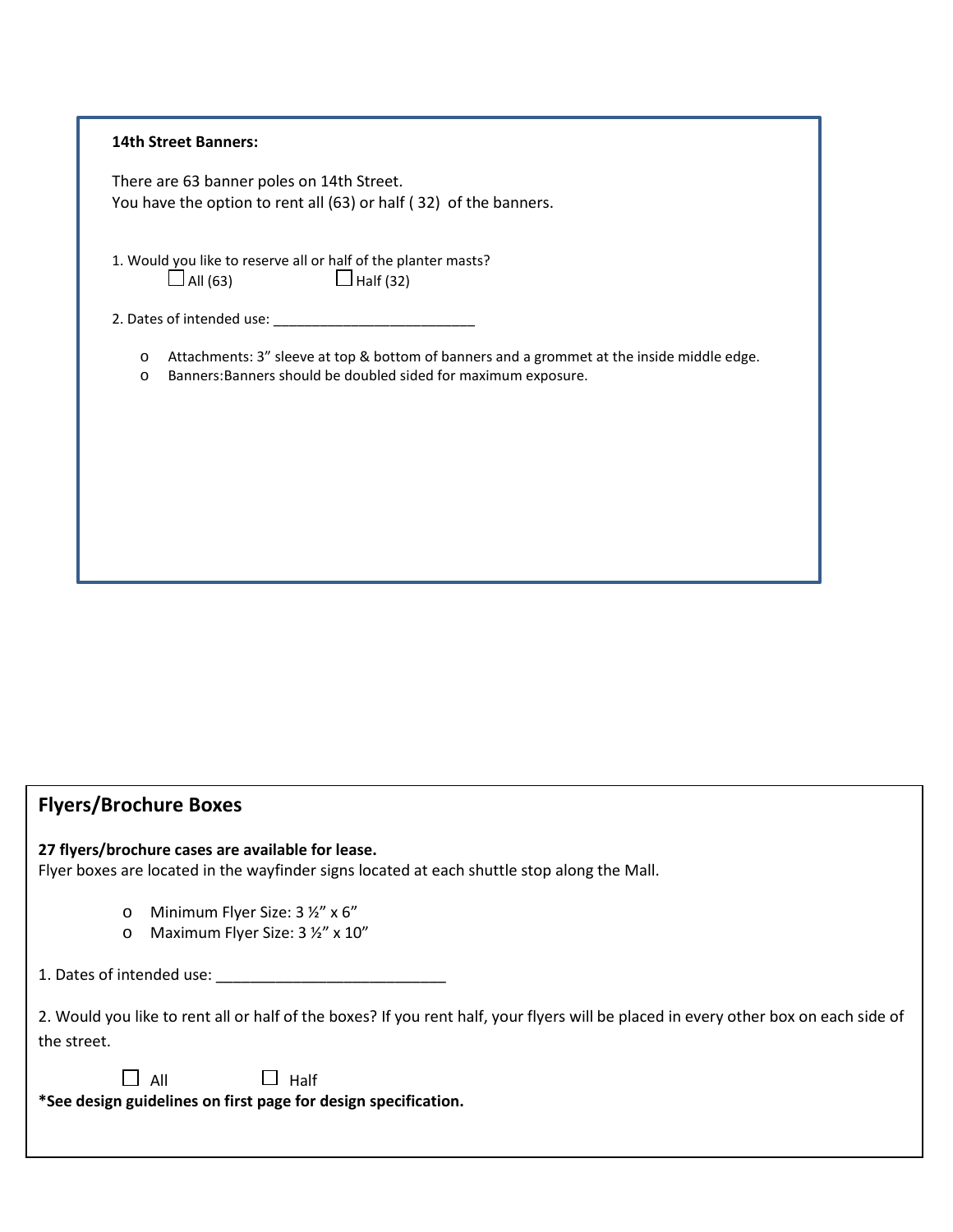**14th Street Banners:**

There are 63 banner poles on 14th Street.
You have the option to rent all (63) or half ( 32) of the banners.

1. Would you like to reserve all or half of the planter masts?
   ☐ All (63) ☐ Half (32)

2. Dates of intended use: ___________________________

- Attachments: 3" sleeve at top & bottom of banners and a grommet at the inside middle edge.
- Banners:Banners should be doubled sided for maximum exposure.

## Flyers/Brochure Boxes

**27 flyers/brochure cases are available for lease.**
Flyer boxes are located in the wayfinder signs located at each shuttle stop along the Mall.

- Minimum Flyer Size: 3 ½" x 6"
- Maximum Flyer Size: 3 ½" x 10"

1. Dates of intended use: ___________________________

2. Would you like to rent all or half of the boxes? If you rent half, your flyers will be placed in every other box on each side of the street.

   ☐ All ☐ Half

**\*See design guidelines on first page for design specification.**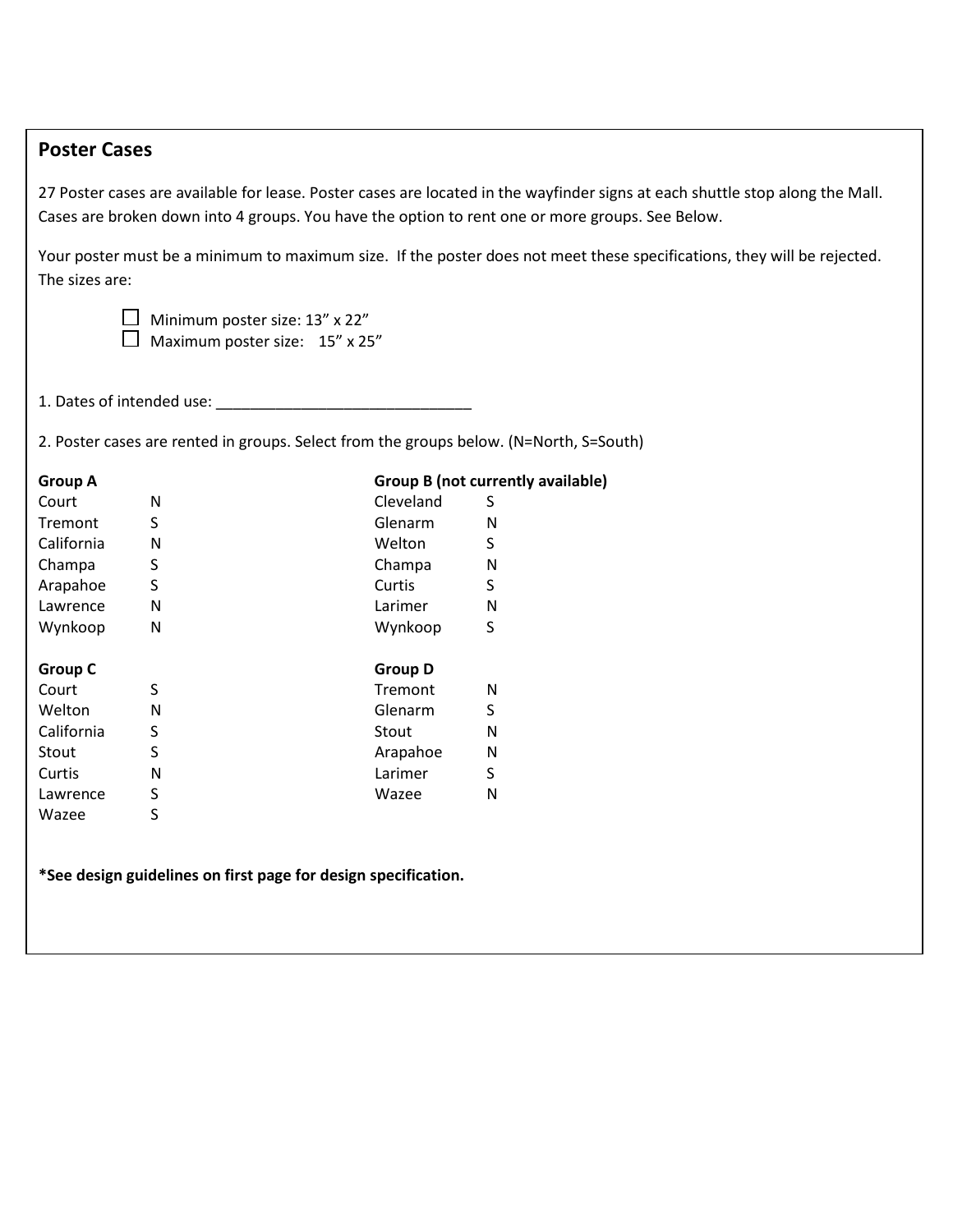## Poster Cases

27 Poster cases are available for lease. Poster cases are located in the wayfinder signs at each shuttle stop along the Mall. Cases are broken down into 4 groups. You have the option to rent one or more groups. See Below.

Your poster must be a minimum to maximum size. If the poster does not meet these specifications, they will be rejected. The sizes are:

- ☐ Minimum poster size: 13" x 22"
- ☐ Maximum poster size: 15" x 25"

1. Dates of intended use: ______________________________

2. Poster cases are rented in groups. Select from the groups below. (N=North, S=South)

**Group A**

| | |
|---|---|
| Court | N |
| Tremont | S |
| California | N |
| Champa | S |
| Arapahoe | S |
| Lawrence | N |
| Wynkoop | N |

**Group B (not currently available)**

| | |
|---|---|
| Cleveland | S |
| Glenarm | N |
| Welton | S |
| Champa | N |
| Curtis | S |
| Larimer | N |
| Wynkoop | S |

**Group C**

| | |
|---|---|
| Court | S |
| Welton | N |
| California | S |
| Stout | S |
| Curtis | N |
| Lawrence | S |
| Wazee | S |

**Group D**

| | |
|---|---|
| Tremont | N |
| Glenarm | S |
| Stout | N |
| Arapahoe | N |
| Larimer | S |
| Wazee | N |

**\*See design guidelines on first page for design specification.**